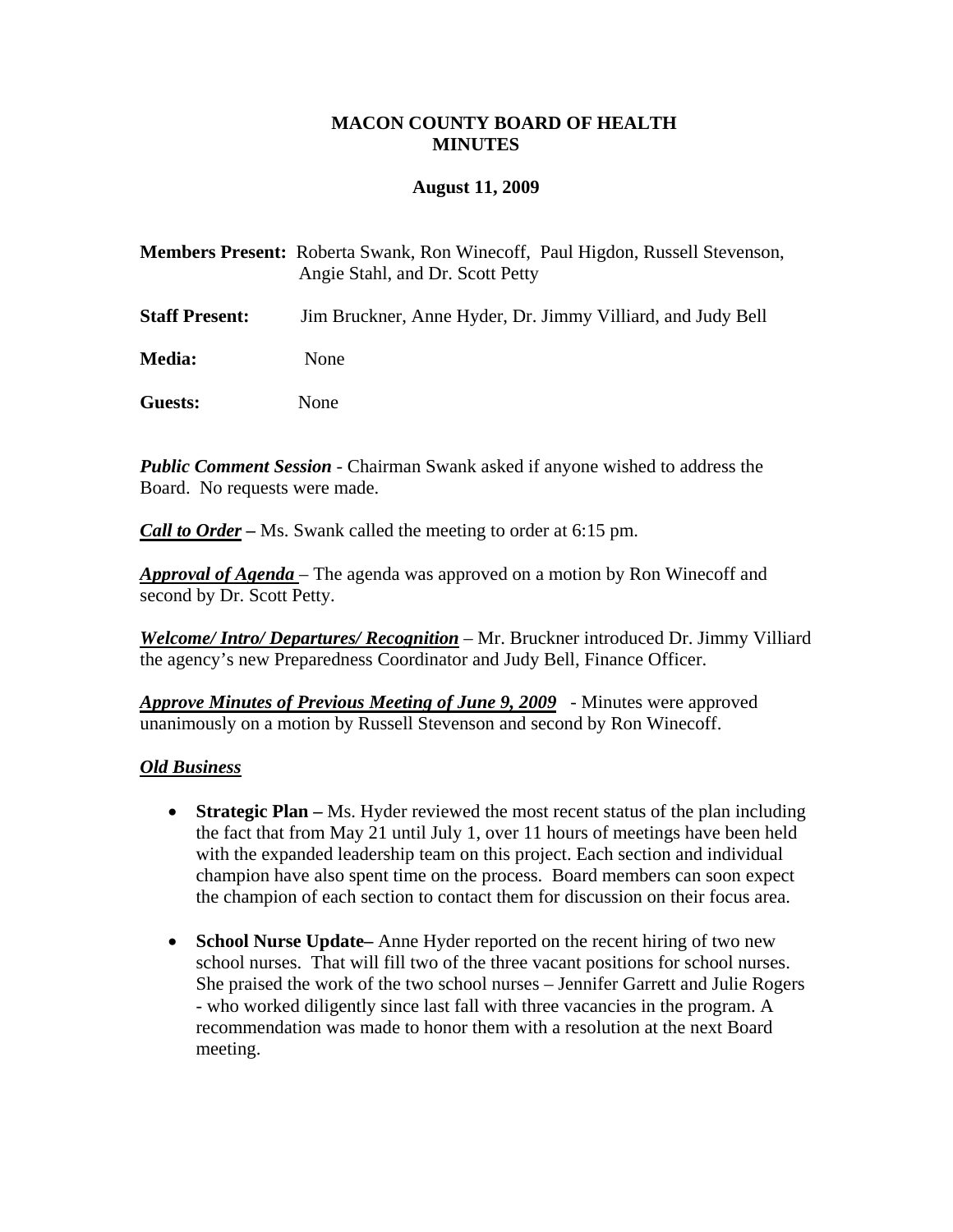# MACON COUNTY BOARD OF HEALTH MINUTES

**August 11, 2009**

**Members Present:** Roberta Swank, Ron Winecoff, Paul Higdon, Russell Stevenson, Angie Stahl, and Dr. Scott Petty

**Staff Present:** Jim Bruckner, Anne Hyder, Dr. Jimmy Villiard, and Judy Bell

**Media:** None

**Guests:** None

***Public Comment Session*** - Chairman Swank asked if anyone wished to address the Board. No requests were made.

***Call to Order*** **–** Ms. Swank called the meeting to order at 6:15 pm.

***Approval of Agenda*** – The agenda was approved on a motion by Ron Winecoff and second by Dr. Scott Petty.

***Welcome/ Intro/ Departures/ Recognition*** – Mr. Bruckner introduced Dr. Jimmy Villiard the agency's new Preparedness Coordinator and Judy Bell, Finance Officer.

***Approve Minutes of Previous Meeting of June 9, 2009*** - Minutes were approved unanimously on a motion by Russell Stevenson and second by Ron Winecoff.

***Old Business***

- **Strategic Plan –** Ms. Hyder reviewed the most recent status of the plan including the fact that from May 21 until July 1, over 11 hours of meetings have been held with the expanded leadership team on this project. Each section and individual champion have also spent time on the process. Board members can soon expect the champion of each section to contact them for discussion on their focus area.

- **School Nurse Update–** Anne Hyder reported on the recent hiring of two new school nurses. That will fill two of the three vacant positions for school nurses. She praised the work of the two school nurses – Jennifer Garrett and Julie Rogers - who worked diligently since last fall with three vacancies in the program. A recommendation was made to honor them with a resolution at the next Board meeting.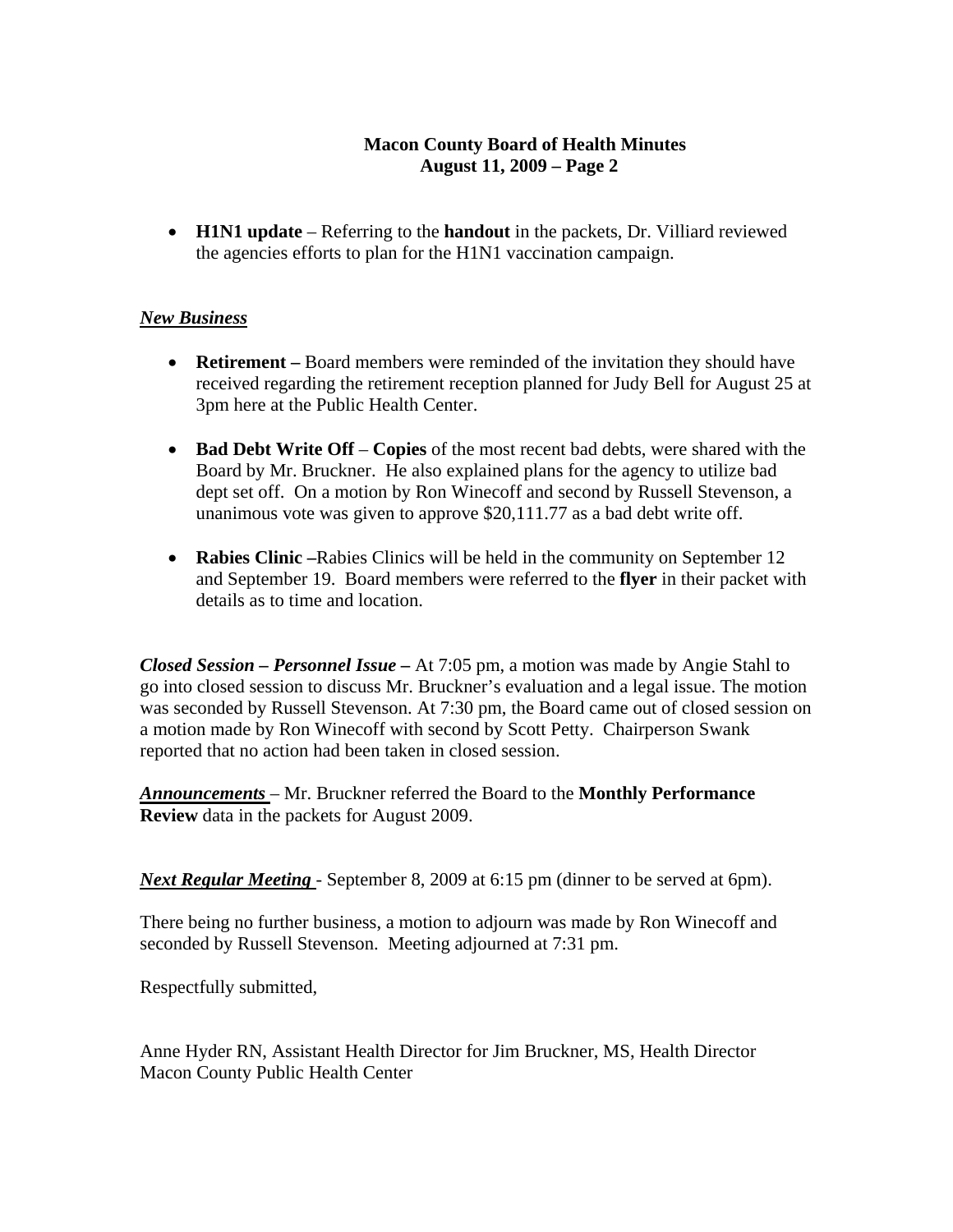**Macon County Board of Health Minutes**
**August 11, 2009 – Page 2**

- **H1N1 update** – Referring to the **handout** in the packets, Dr. Villiard reviewed the agencies efforts to plan for the H1N1 vaccination campaign.

***New Business***

- **Retirement –** Board members were reminded of the invitation they should have received regarding the retirement reception planned for Judy Bell for August 25 at 3pm here at the Public Health Center.
- **Bad Debt Write Off** – **Copies** of the most recent bad debts, were shared with the Board by Mr. Bruckner. He also explained plans for the agency to utilize bad dept set off. On a motion by Ron Winecoff and second by Russell Stevenson, a unanimous vote was given to approve $20,111.77 as a bad debt write off.
- **Rabies Clinic –**Rabies Clinics will be held in the community on September 12 and September 19. Board members were referred to the **flyer** in their packet with details as to time and location.

***Closed Session – Personnel Issue –*** At 7:05 pm, a motion was made by Angie Stahl to go into closed session to discuss Mr. Bruckner's evaluation and a legal issue. The motion was seconded by Russell Stevenson. At 7:30 pm, the Board came out of closed session on a motion made by Ron Winecoff with second by Scott Petty. Chairperson Swank reported that no action had been taken in closed session.

***Announcements*** – Mr. Bruckner referred the Board to the **Monthly Performance Review** data in the packets for August 2009.

***Next Regular Meeting*** - September 8, 2009 at 6:15 pm (dinner to be served at 6pm).

There being no further business, a motion to adjourn was made by Ron Winecoff and seconded by Russell Stevenson. Meeting adjourned at 7:31 pm.

Respectfully submitted,

Anne Hyder RN, Assistant Health Director for Jim Bruckner, MS, Health Director
Macon County Public Health Center